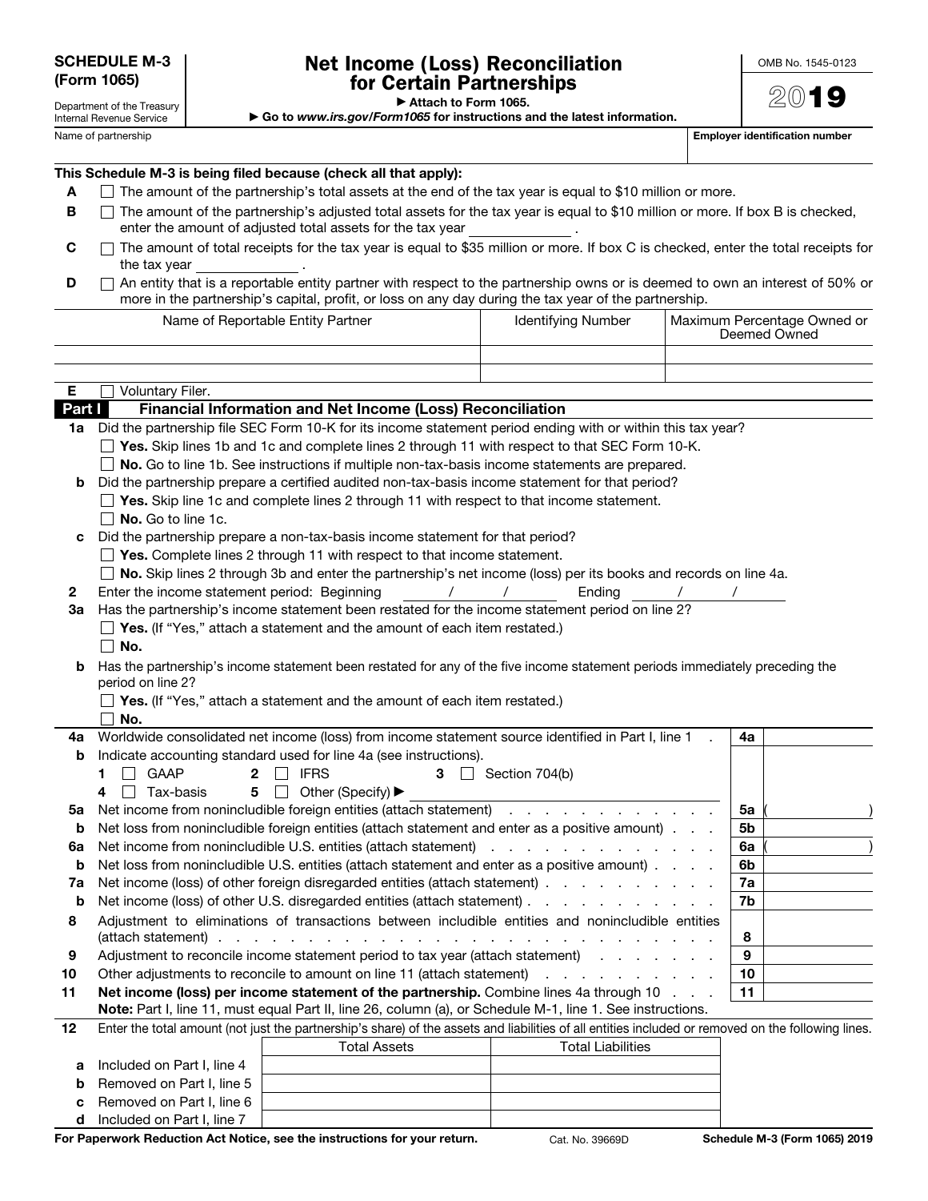**SCHEDULE M-3 (Form 1065)**

Department of the Treasury
Internal Revenue Service

# Net Income (Loss) Reconciliation for Certain Partnerships

► Attach to Form 1065.
► Go to *www.irs.gov/Form1065* for instructions and the latest information.

OMB No. 1545-0123

**2019**

Name of partnership | **Employer identification number**

**This Schedule M-3 is being filed because (check all that apply):**

**A** ☐ The amount of the partnership's total assets at the end of the tax year is equal to $10 million or more.

**B** ☐ The amount of the partnership's adjusted total assets for the tax year is equal to $10 million or more. If box B is checked, enter the amount of adjusted total assets for the tax year ____________ .

**C** ☐ The amount of total receipts for the tax year is equal to $35 million or more. If box C is checked, enter the total receipts for the tax year ____________ .

**D** ☐ An entity that is a reportable entity partner with respect to the partnership owns or is deemed to own an interest of 50% or more in the partnership's capital, profit, or loss on any day during the tax year of the partnership.

| Name of Reportable Entity Partner | Identifying Number | Maximum Percentage Owned or Deemed Owned |
|---|---|---|
| | | |
| | | |

**E** ☐ Voluntary Filer.

## Part I Financial Information and Net Income (Loss) Reconciliation

**1a** Did the partnership file SEC Form 10-K for its income statement period ending with or within this tax year?

☐ **Yes.** Skip lines 1b and 1c and complete lines 2 through 11 with respect to that SEC Form 10-K.

☐ **No.** Go to line 1b. See instructions if multiple non-tax-basis income statements are prepared.

**b** Did the partnership prepare a certified audited non-tax-basis income statement for that period?

☐ **Yes.** Skip line 1c and complete lines 2 through 11 with respect to that income statement.

☐ **No.** Go to line 1c.

**c** Did the partnership prepare a non-tax-basis income statement for that period?

☐ **Yes.** Complete lines 2 through 11 with respect to that income statement.

☐ **No.** Skip lines 2 through 3b and enter the partnership's net income (loss) per its books and records on line 4a.

**2** Enter the income statement period: Beginning ___ / ___ / ___ Ending ___ / ___ / ___

**3a** Has the partnership's income statement been restated for the income statement period on line 2?

☐ **Yes.** (If "Yes," attach a statement and the amount of each item restated.)

☐ **No.**

**b** Has the partnership's income statement been restated for any of the five income statement periods immediately preceding the period on line 2?

☐ **Yes.** (If "Yes," attach a statement and the amount of each item restated.)

☐ **No.**

| | | | |
|---|---|---|---|
| **4a** | Worldwide consolidated net income (loss) from income statement source identified in Part I, line 1 | **4a** | |
| **b** | Indicate accounting standard used for line 4a (see instructions).<br>**1** ☐ GAAP **2** ☐ IFRS **3** ☐ Section 704(b)<br>**4** ☐ Tax-basis **5** ☐ Other (Specify) ► | | |
| **5a** | Net income from nonincludible foreign entities (attach statement) | **5a** | ( ) |
| **b** | Net loss from nonincludible foreign entities (attach statement and enter as a positive amount) | **5b** | |
| **6a** | Net income from nonincludible U.S. entities (attach statement) | **6a** | ( ) |
| **b** | Net loss from nonincludible U.S. entities (attach statement and enter as a positive amount) | **6b** | |
| **7a** | Net income (loss) of other foreign disregarded entities (attach statement) | **7a** | |
| **b** | Net income (loss) of other U.S. disregarded entities (attach statement) | **7b** | |
| **8** | Adjustment to eliminations of transactions between includible entities and nonincludible entities (attach statement) | **8** | |
| **9** | Adjustment to reconcile income statement period to tax year (attach statement) | **9** | |
| **10** | Other adjustments to reconcile to amount on line 11 (attach statement) | **10** | |
| **11** | **Net income (loss) per income statement of the partnership.** Combine lines 4a through 10<br>**Note:** Part I, line 11, must equal Part II, line 26, column (a), or Schedule M-1, line 1. See instructions. | **11** | |

**12** Enter the total amount (not just the partnership's share) of the assets and liabilities of all entities included or removed on the following lines.

| | | Total Assets | Total Liabilities |
|---|---|---|---|
| **a** | Included on Part I, line 4 | | |
| **b** | Removed on Part I, line 5 | | |
| **c** | Removed on Part I, line 6 | | |
| **d** | Included on Part I, line 7 | | |

**For Paperwork Reduction Act Notice, see the instructions for your return.** Cat. No. 39669D **Schedule M-3 (Form 1065) 2019**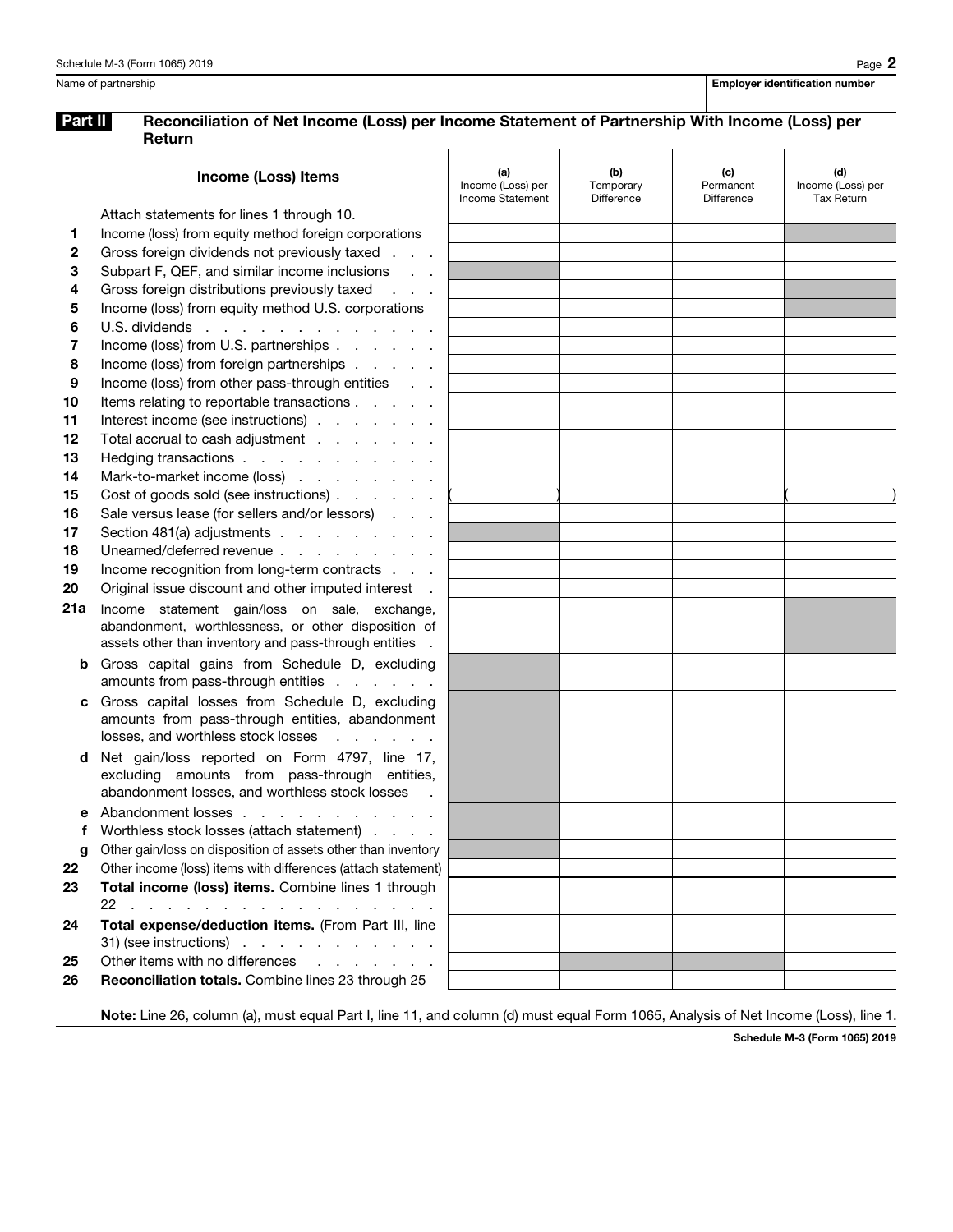Name of partnership | Employer identification number

## Part II Reconciliation of Net Income (Loss) per Income Statement of Partnership With Income (Loss) per Return

| | Income (Loss) Items | (a) Income (Loss) per Income Statement | (b) Temporary Difference | (c) Permanent Difference | (d) Income (Loss) per Tax Return |
|---|---|---|---|---|---|
| | Attach statements for lines 1 through 10. | | | | |
| 1 | Income (loss) from equity method foreign corporations | | | | |
| 2 | Gross foreign dividends not previously taxed | | | | |
| 3 | Subpart F, QEF, and similar income inclusions | | | | |
| 4 | Gross foreign distributions previously taxed | | | | |
| 5 | Income (loss) from equity method U.S. corporations | | | | |
| 6 | U.S. dividends | | | | |
| 7 | Income (loss) from U.S. partnerships | | | | |
| 8 | Income (loss) from foreign partnerships | | | | |
| 9 | Income (loss) from other pass-through entities | | | | |
| 10 | Items relating to reportable transactions | | | | |
| 11 | Interest income (see instructions) | | | | |
| 12 | Total accrual to cash adjustment | | | | |
| 13 | Hedging transactions | | | | |
| 14 | Mark-to-market income (loss) | | | | |
| 15 | Cost of goods sold (see instructions) | ( ) | | | ( ) |
| 16 | Sale versus lease (for sellers and/or lessors) | | | | |
| 17 | Section 481(a) adjustments | | | | |
| 18 | Unearned/deferred revenue | | | | |
| 19 | Income recognition from long-term contracts | | | | |
| 20 | Original issue discount and other imputed interest | | | | |
| 21a | Income statement gain/loss on sale, exchange, abandonment, worthlessness, or other disposition of assets other than inventory and pass-through entities | | | | |
| b | Gross capital gains from Schedule D, excluding amounts from pass-through entities | | | | |
| c | Gross capital losses from Schedule D, excluding amounts from pass-through entities, abandonment losses, and worthless stock losses | | | | |
| d | Net gain/loss reported on Form 4797, line 17, excluding amounts from pass-through entities, abandonment losses, and worthless stock losses | | | | |
| e | Abandonment losses | | | | |
| f | Worthless stock losses (attach statement) | | | | |
| g | Other gain/loss on disposition of assets other than inventory | | | | |
| 22 | Other income (loss) items with differences (attach statement) | | | | |
| 23 | **Total income (loss) items.** Combine lines 1 through 22 | | | | |
| 24 | **Total expense/deduction items.** (From Part III, line 31) (see instructions) | | | | |
| 25 | Other items with no differences | | | | |
| 26 | **Reconciliation totals.** Combine lines 23 through 25 | | | | |

**Note:** Line 26, column (a), must equal Part I, line 11, and column (d) must equal Form 1065, Analysis of Net Income (Loss), line 1.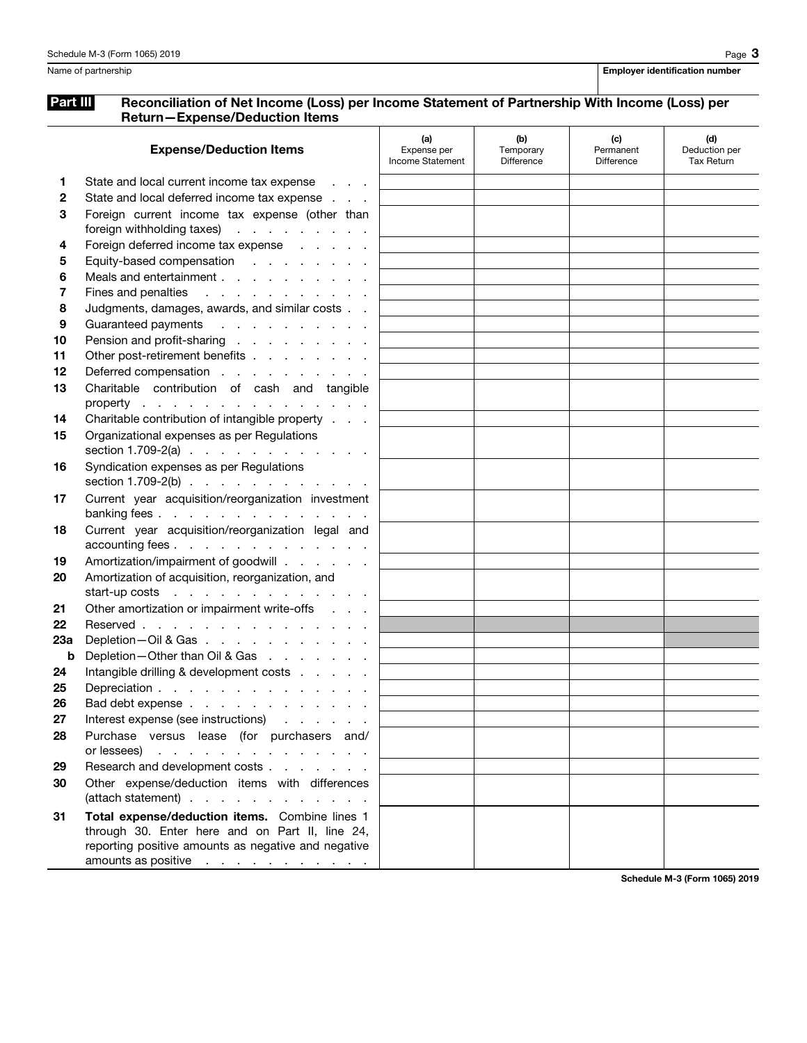Name of partnership | Employer identification number

## Part III Reconciliation of Net Income (Loss) per Income Statement of Partnership With Income (Loss) per Return—Expense/Deduction Items

| | Expense/Deduction Items | (a) Expense per Income Statement | (b) Temporary Difference | (c) Permanent Difference | (d) Deduction per Tax Return |
|---|---|---|---|---|---|
| 1 | State and local current income tax expense | | | | |
| 2 | State and local deferred income tax expense | | | | |
| 3 | Foreign current income tax expense (other than foreign withholding taxes) | | | | |
| 4 | Foreign deferred income tax expense | | | | |
| 5 | Equity-based compensation | | | | |
| 6 | Meals and entertainment | | | | |
| 7 | Fines and penalties | | | | |
| 8 | Judgments, damages, awards, and similar costs | | | | |
| 9 | Guaranteed payments | | | | |
| 10 | Pension and profit-sharing | | | | |
| 11 | Other post-retirement benefits | | | | |
| 12 | Deferred compensation | | | | |
| 13 | Charitable contribution of cash and tangible property | | | | |
| 14 | Charitable contribution of intangible property | | | | |
| 15 | Organizational expenses as per Regulations section 1.709-2(a) | | | | |
| 16 | Syndication expenses as per Regulations section 1.709-2(b) | | | | |
| 17 | Current year acquisition/reorganization investment banking fees | | | | |
| 18 | Current year acquisition/reorganization legal and accounting fees | | | | |
| 19 | Amortization/impairment of goodwill | | | | |
| 20 | Amortization of acquisition, reorganization, and start-up costs | | | | |
| 21 | Other amortization or impairment write-offs | | | | |
| 22 | Reserved | | | | |
| 23a | Depletion—Oil & Gas | | | | |
| b | Depletion—Other than Oil & Gas | | | | |
| 24 | Intangible drilling & development costs | | | | |
| 25 | Depreciation | | | | |
| 26 | Bad debt expense | | | | |
| 27 | Interest expense (see instructions) | | | | |
| 28 | Purchase versus lease (for purchasers and/or lessees) | | | | |
| 29 | Research and development costs | | | | |
| 30 | Other expense/deduction items with differences (attach statement) | | | | |
| 31 | **Total expense/deduction items.** Combine lines 1 through 30. Enter here and on Part II, line 24, reporting positive amounts as negative and negative amounts as positive | | | | |

Schedule M-3 (Form 1065) 2019